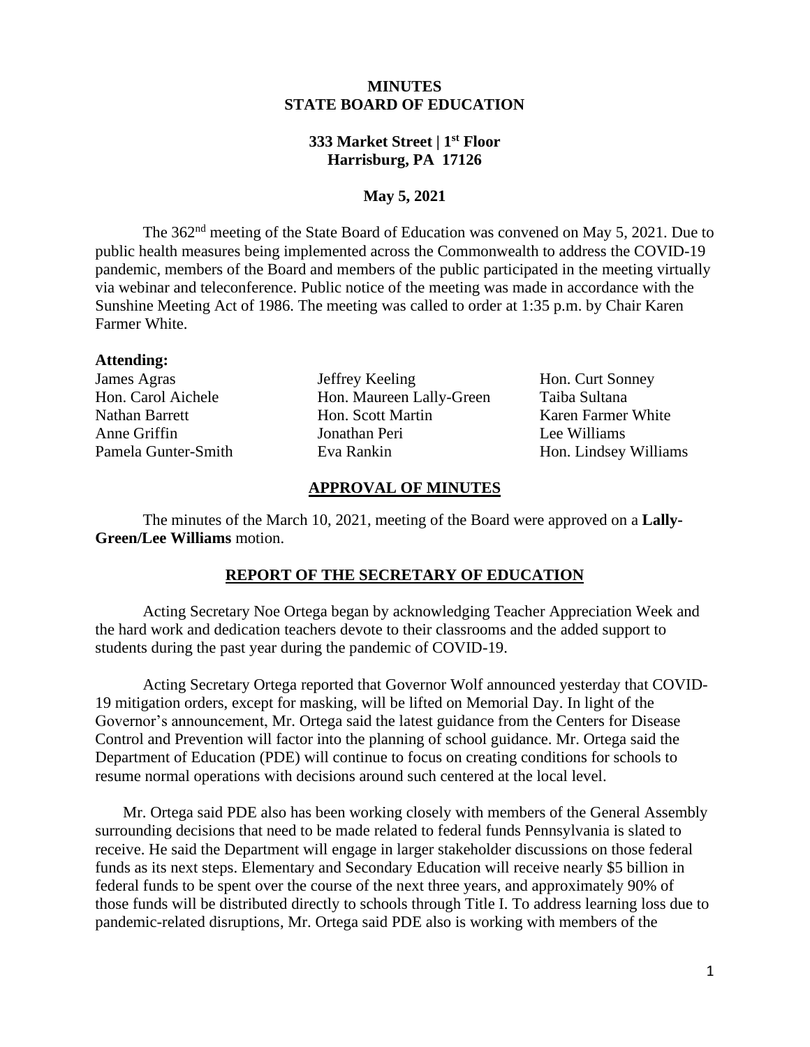# MINUTES
# STATE BOARD OF EDUCATION

**333 Market Street | 1st Floor**
**Harrisburg, PA 17126**

**May 5, 2021**

The 362nd meeting of the State Board of Education was convened on May 5, 2021. Due to public health measures being implemented across the Commonwealth to address the COVID-19 pandemic, members of the Board and members of the public participated in the meeting virtually via webinar and teleconference. Public notice of the meeting was made in accordance with the Sunshine Meeting Act of 1986. The meeting was called to order at 1:35 p.m. by Chair Karen Farmer White.

**Attending:**

James Agras
Hon. Carol Aichele
Nathan Barrett
Anne Griffin
Pamela Gunter-Smith
Jeffrey Keeling
Hon. Maureen Lally-Green
Hon. Scott Martin
Jonathan Peri
Eva Rankin
Hon. Curt Sonney
Taiba Sultana
Karen Farmer White
Lee Williams
Hon. Lindsey Williams

## APPROVAL OF MINUTES

The minutes of the March 10, 2021, meeting of the Board were approved on a **Lally-Green/Lee Williams** motion.

## REPORT OF THE SECRETARY OF EDUCATION

Acting Secretary Noe Ortega began by acknowledging Teacher Appreciation Week and the hard work and dedication teachers devote to their classrooms and the added support to students during the past year during the pandemic of COVID-19.

Acting Secretary Ortega reported that Governor Wolf announced yesterday that COVID-19 mitigation orders, except for masking, will be lifted on Memorial Day. In light of the Governor's announcement, Mr. Ortega said the latest guidance from the Centers for Disease Control and Prevention will factor into the planning of school guidance. Mr. Ortega said the Department of Education (PDE) will continue to focus on creating conditions for schools to resume normal operations with decisions around such centered at the local level.

Mr. Ortega said PDE also has been working closely with members of the General Assembly surrounding decisions that need to be made related to federal funds Pennsylvania is slated to receive. He said the Department will engage in larger stakeholder discussions on those federal funds as its next steps. Elementary and Secondary Education will receive nearly $5 billion in federal funds to be spent over the course of the next three years, and approximately 90% of those funds will be distributed directly to schools through Title I. To address learning loss due to pandemic-related disruptions, Mr. Ortega said PDE also is working with members of the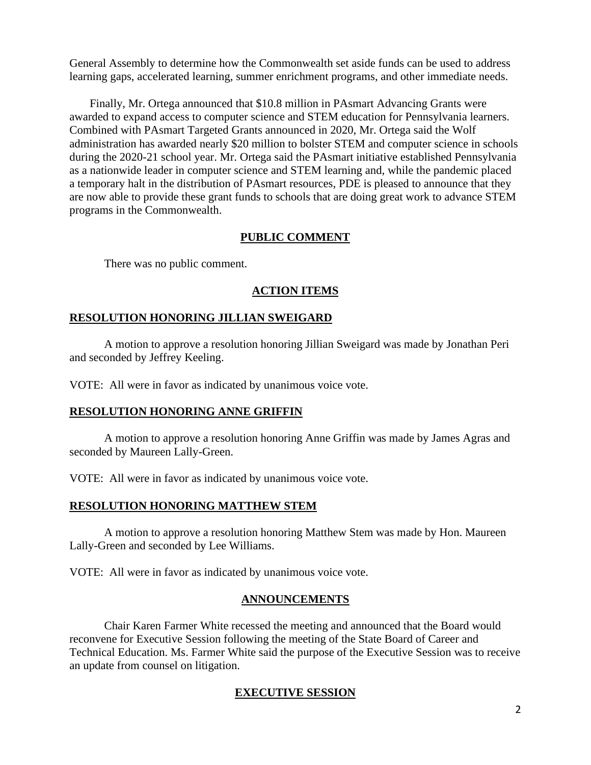General Assembly to determine how the Commonwealth set aside funds can be used to address learning gaps, accelerated learning, summer enrichment programs, and other immediate needs.

Finally, Mr. Ortega announced that $10.8 million in PAsmart Advancing Grants were awarded to expand access to computer science and STEM education for Pennsylvania learners. Combined with PAsmart Targeted Grants announced in 2020, Mr. Ortega said the Wolf administration has awarded nearly $20 million to bolster STEM and computer science in schools during the 2020-21 school year. Mr. Ortega said the PAsmart initiative established Pennsylvania as a nationwide leader in computer science and STEM learning and, while the pandemic placed a temporary halt in the distribution of PAsmart resources, PDE is pleased to announce that they are now able to provide these grant funds to schools that are doing great work to advance STEM programs in the Commonwealth.

## PUBLIC COMMENT

There was no public comment.

## ACTION ITEMS

### RESOLUTION HONORING JILLIAN SWEIGARD

A motion to approve a resolution honoring Jillian Sweigard was made by Jonathan Peri and seconded by Jeffrey Keeling.

VOTE: All were in favor as indicated by unanimous voice vote.

### RESOLUTION HONORING ANNE GRIFFIN

A motion to approve a resolution honoring Anne Griffin was made by James Agras and seconded by Maureen Lally-Green.

VOTE: All were in favor as indicated by unanimous voice vote.

### RESOLUTION HONORING MATTHEW STEM

A motion to approve a resolution honoring Matthew Stem was made by Hon. Maureen Lally-Green and seconded by Lee Williams.

VOTE: All were in favor as indicated by unanimous voice vote.

## ANNOUNCEMENTS

Chair Karen Farmer White recessed the meeting and announced that the Board would reconvene for Executive Session following the meeting of the State Board of Career and Technical Education. Ms. Farmer White said the purpose of the Executive Session was to receive an update from counsel on litigation.

## EXECUTIVE SESSION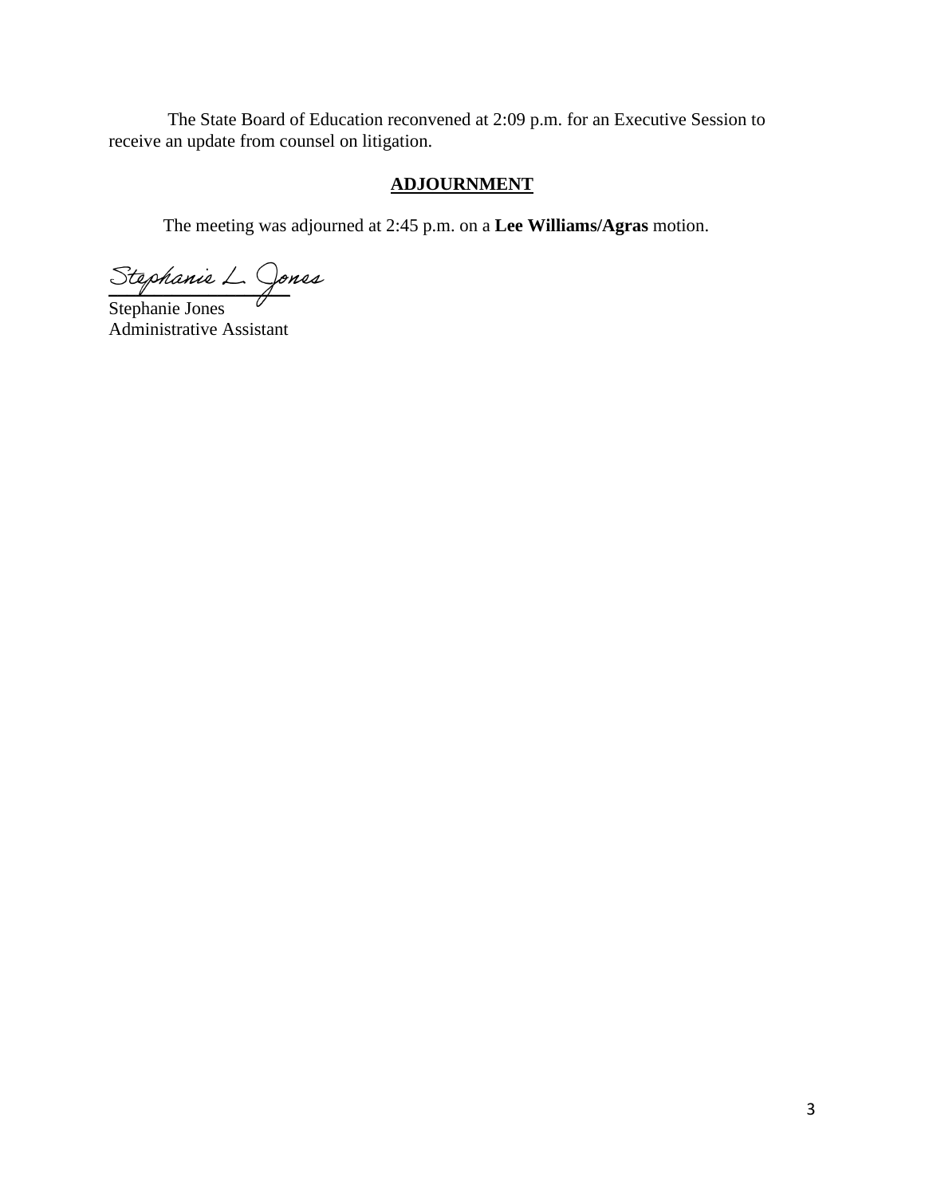The State Board of Education reconvened at 2:09 p.m. for an Executive Session to receive an update from counsel on litigation.

## **ADJOURNMENT**

The meeting was adjourned at 2:45 p.m. on a **Lee Williams/Agras** motion.

Stephanie L. Jones

Stephanie Jones
Administrative Assistant